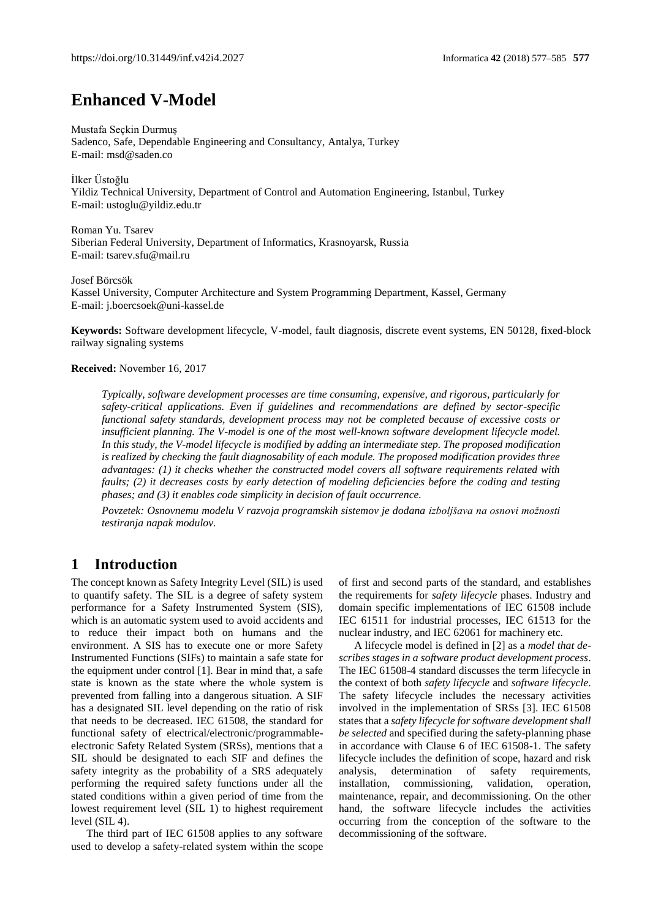# Enhanced V-Model

Mustafa Seçkin Durmuş
Sadenco, Safe, Dependable Engineering and Consultancy, Antalya, Turkey
E-mail: msd@saden.co

İlker Üstoğlu
Yildiz Technical University, Department of Control and Automation Engineering, Istanbul, Turkey
E-mail: ustoglu@yildiz.edu.tr

Roman Yu. Tsarev
Siberian Federal University, Department of Informatics, Krasnoyarsk, Russia
E-mail: tsarev.sfu@mail.ru

Josef Börcsök
Kassel University, Computer Architecture and System Programming Department, Kassel, Germany
E-mail: j.boercsoek@uni-kassel.de

**Keywords:** Software development lifecycle, V-model, fault diagnosis, discrete event systems, EN 50128, fixed-block railway signaling systems

**Received:** November 16, 2017

*Typically, software development processes are time consuming, expensive, and rigorous, particularly for safety-critical applications. Even if guidelines and recommendations are defined by sector-specific functional safety standards, development process may not be completed because of excessive costs or insufficient planning. The V-model is one of the most well-known software development lifecycle model. In this study, the V-model lifecycle is modified by adding an intermediate step. The proposed modification is realized by checking the fault diagnosability of each module. The proposed modification provides three advantages: (1) it checks whether the constructed model covers all software requirements related with faults; (2) it decreases costs by early detection of modeling deficiencies before the coding and testing phases; and (3) it enables code simplicity in decision of fault occurrence.*

*Povzetek: Osnovnemu modelu V razvoja programskih sistemov je dodana izboljšava na osnovi možnosti testiranja napak modulov.*

## 1 Introduction

The concept known as Safety Integrity Level (SIL) is used to quantify safety. The SIL is a degree of safety system performance for a Safety Instrumented System (SIS), which is an automatic system used to avoid accidents and to reduce their impact both on humans and the environment. A SIS has to execute one or more Safety Instrumented Functions (SIFs) to maintain a safe state for the equipment under control [1]. Bear in mind that, a safe state is known as the state where the whole system is prevented from falling into a dangerous situation. A SIF has a designated SIL level depending on the ratio of risk that needs to be decreased. IEC 61508, the standard for functional safety of electrical/electronic/programmable-electronic Safety Related System (SRSs), mentions that a SIL should be designated to each SIF and defines the safety integrity as the probability of a SRS adequately performing the required safety functions under all the stated conditions within a given period of time from the lowest requirement level (SIL 1) to highest requirement level (SIL 4).

The third part of IEC 61508 applies to any software used to develop a safety-related system within the scope of first and second parts of the standard, and establishes the requirements for *safety lifecycle* phases. Industry and domain specific implementations of IEC 61508 include IEC 61511 for industrial processes, IEC 61513 for the nuclear industry, and IEC 62061 for machinery etc.

A lifecycle model is defined in [2] as a *model that describes stages in a software product development process*. The IEC 61508-4 standard discusses the term lifecycle in the context of both *safety lifecycle* and *software lifecycle*. The safety lifecycle includes the necessary activities involved in the implementation of SRSs [3]. IEC 61508 states that a *safety lifecycle for software development shall be selected* and specified during the safety-planning phase in accordance with Clause 6 of IEC 61508-1. The safety lifecycle includes the definition of scope, hazard and risk analysis, determination of safety requirements, installation, commissioning, validation, operation, maintenance, repair, and decommissioning. On the other hand, the software lifecycle includes the activities occurring from the conception of the software to the decommissioning of the software.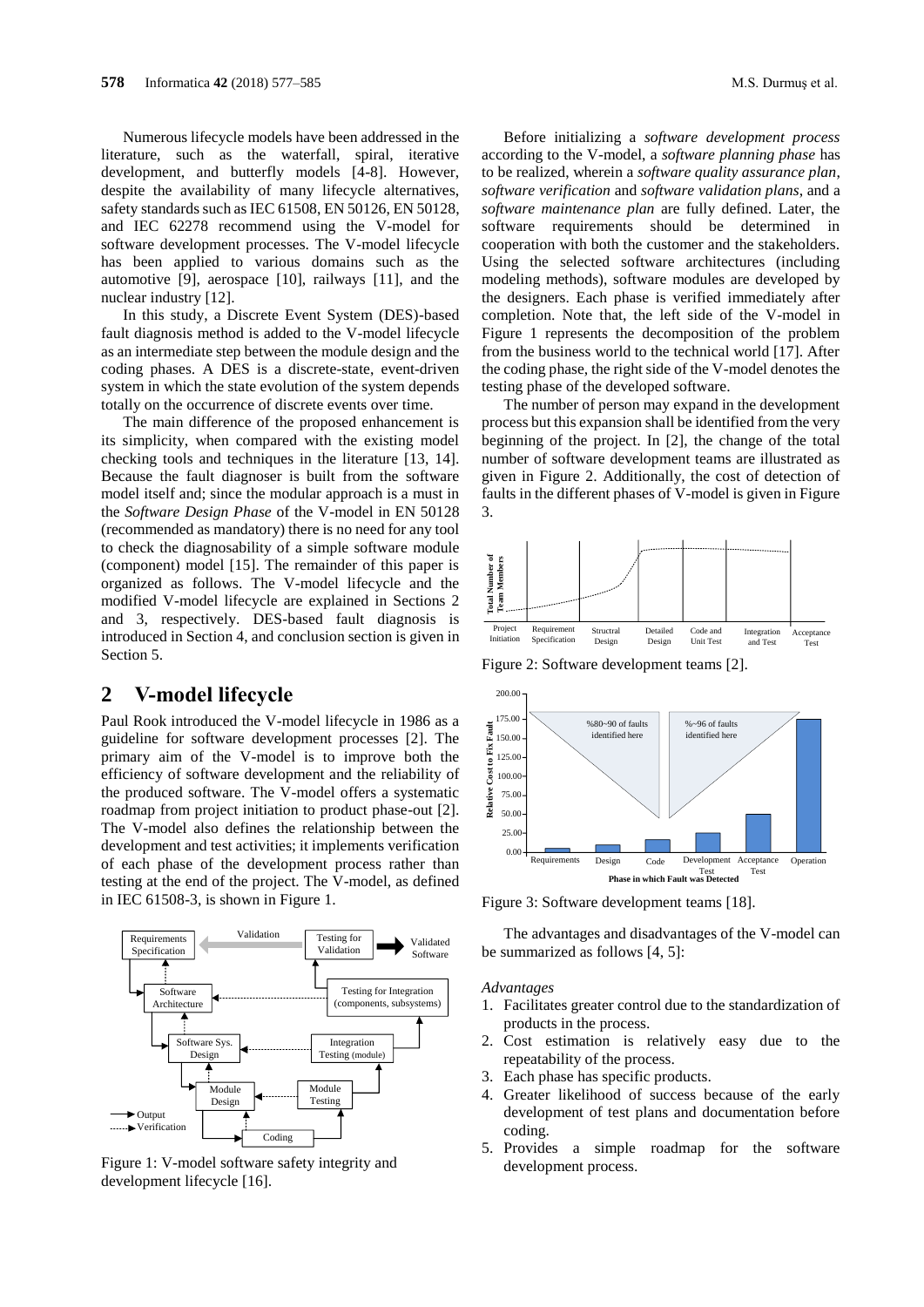Numerous lifecycle models have been addressed in the literature, such as the waterfall, spiral, iterative development, and butterfly models [4-8]. However, despite the availability of many lifecycle alternatives, safety standards such as IEC 61508, EN 50126, EN 50128, and IEC 62278 recommend using the V-model for software development processes. The V-model lifecycle has been applied to various domains such as the automotive [9], aerospace [10], railways [11], and the nuclear industry [12].

In this study, a Discrete Event System (DES)-based fault diagnosis method is added to the V-model lifecycle as an intermediate step between the module design and the coding phases. A DES is a discrete-state, event-driven system in which the state evolution of the system depends totally on the occurrence of discrete events over time.

The main difference of the proposed enhancement is its simplicity, when compared with the existing model checking tools and techniques in the literature [13, 14]. Because the fault diagnoser is built from the software model itself and; since the modular approach is a must in the *Software Design Phase* of the V-model in EN 50128 (recommended as mandatory) there is no need for any tool to check the diagnosability of a simple software module (component) model [15]. The remainder of this paper is organized as follows. The V-model lifecycle and the modified V-model lifecycle are explained in Sections 2 and 3, respectively. DES-based fault diagnosis is introduced in Section 4, and conclusion section is given in Section 5.

## 2 V-model lifecycle

Paul Rook introduced the V-model lifecycle in 1986 as a guideline for software development processes [2]. The primary aim of the V-model is to improve both the efficiency of software development and the reliability of the produced software. The V-model offers a systematic roadmap from project initiation to product phase-out [2]. The V-model also defines the relationship between the development and test activities; it implements verification of each phase of the development process rather than testing at the end of the project. The V-model, as defined in IEC 61508-3, is shown in Figure 1.

Figure 1: V-model software safety integrity and development lifecycle [16].

Before initializing a *software development process* according to the V-model, a *software planning phase* has to be realized, wherein a *software quality assurance plan*, *software verification* and *software validation plans*, and a *software maintenance plan* are fully defined. Later, the software requirements should be determined in cooperation with both the customer and the stakeholders. Using the selected software architectures (including modeling methods), software modules are developed by the designers. Each phase is verified immediately after completion. Note that, the left side of the V-model in Figure 1 represents the decomposition of the problem from the business world to the technical world [17]. After the coding phase, the right side of the V-model denotes the testing phase of the developed software.

The number of person may expand in the development process but this expansion shall be identified from the very beginning of the project. In [2], the change of the total number of software development teams are illustrated as given in Figure 2. Additionally, the cost of detection of faults in the different phases of V-model is given in Figure 3.

Figure 2: Software development teams [2].

Figure 3: Software development teams [18].

The advantages and disadvantages of the V-model can be summarized as follows [4, 5]:

*Advantages*

1. Facilitates greater control due to the standardization of products in the process.
2. Cost estimation is relatively easy due to the repeatability of the process.
3. Each phase has specific products.
4. Greater likelihood of success because of the early development of test plans and documentation before coding.
5. Provides a simple roadmap for the software development process.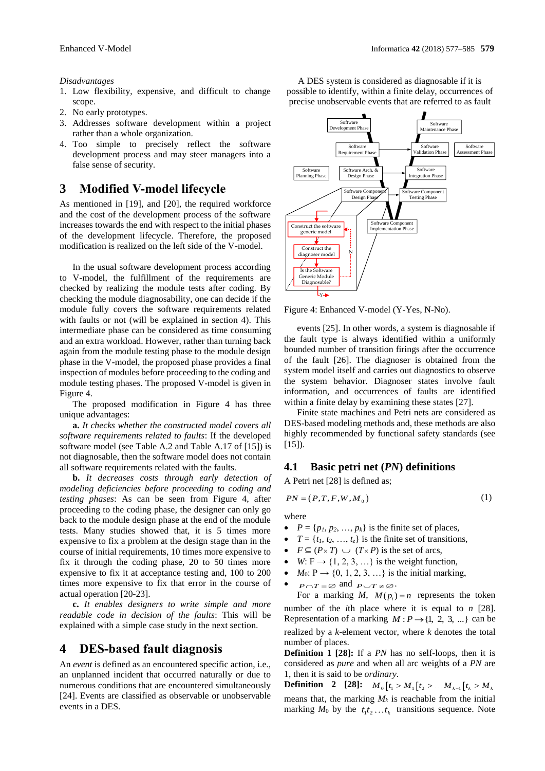*Disadvantages*

1. Low flexibility, expensive, and difficult to change scope.
2. No early prototypes.
3. Addresses software development within a project rather than a whole organization.
4. Too simple to precisely reflect the software development process and may steer managers into a false sense of security.

# 3 Modified V-model lifecycle

As mentioned in [19], and [20], the required workforce and the cost of the development process of the software increases towards the end with respect to the initial phases of the development lifecycle. Therefore, the proposed modification is realized on the left side of the V-model.

In the usual software development process according to V-model, the fulfillment of the requirements are checked by realizing the module tests after coding. By checking the module diagnosability, one can decide if the module fully covers the software requirements related with faults or not (will be explained in section 4). This intermediate phase can be considered as time consuming and an extra workload. However, rather than turning back again from the module testing phase to the module design phase in the V-model, the proposed phase provides a final inspection of modules before proceeding to the coding and module testing phases. The proposed V-model is given in Figure 4.

The proposed modification in Figure 4 has three unique advantages:

**a.** *It checks whether the constructed model covers all software requirements related to faults*: If the developed software model (see Table A.2 and Table A.17 of [15]) is not diagnosable, then the software model does not contain all software requirements related with the faults.

**b.** *It decreases costs through early detection of modeling deficiencies before proceeding to coding and testing phases*: As can be seen from Figure 4, after proceeding to the coding phase, the designer can only go back to the module design phase at the end of the module tests. Many studies showed that, it is 5 times more expensive to fix a problem at the design stage than in the course of initial requirements, 10 times more expensive to fix it through the coding phase, 20 to 50 times more expensive to fix it at acceptance testing and, 100 to 200 times more expensive to fix that error in the course of actual operation [20-23].

**c.** *It enables designers to write simple and more readable code in decision of the faults*: This will be explained with a simple case study in the next section.

# 4 DES-based fault diagnosis

An *event* is defined as an encountered specific action, i.e., an unplanned incident that occurred naturally or due to numerous conditions that are encountered simultaneously [24]. Events are classified as observable or unobservable events in a DES.

A DES system is considered as diagnosable if it is possible to identify, within a finite delay, occurrences of precise unobservable events that are referred to as fault

Figure 4: Enhanced V-model (Y-Yes, N-No).

events [25]. In other words, a system is diagnosable if the fault type is always identified within a uniformly bounded number of transition firings after the occurrence of the fault [26]. The diagnoser is obtained from the system model itself and carries out diagnostics to observe the system behavior. Diagnoser states involve fault information, and occurrences of faults are identified within a finite delay by examining these states [27].

Finite state machines and Petri nets are considered as DES-based modeling methods and, these methods are also highly recommended by functional safety standards (see [15]).

## 4.1 Basic petri net (*PN*) definitions

A Petri net [28] is defined as;

$$PN = (P, T, F, W, M_0) \tag{1}$$

where

- $P = \{p_1, p_2, \ldots, p_k\}$ is the finite set of places,
- $T = \{t_1, t_2, \ldots, t_z\}$ is the finite set of transitions,
- $F \subseteq (P \times T) \cup (T \times P)$ is the set of arcs,
- $W$: $F \rightarrow \{1, 2, 3, \ldots\}$ is the weight function,
- $M_0$: $P \rightarrow \{0, 1, 2, 3, \ldots\}$ is the initial marking,
- $P \cap T = \varnothing$ and $P \cup T \neq \varnothing$.

For a marking $M$, $M(p_i) = n$ represents the token number of the $i$th place where it is equal to $n$ [28]. Representation of a marking $M : P \rightarrow \{1, 2, 3, \ldots\}$ can be realized by a $k$-element vector, where $k$ denotes the total number of places.

**Definition 1 [28]:** If a *PN* has no self-loops, then it is considered as *pure* and when all arc weights of a *PN* are 1, then it is said to be *ordinary*.

**Definition 2 [28]:** $M_0[t_1 > M_1[t_2 > \ldots M_{k-1}[t_k > M_k$ means that, the marking $M_k$ is reachable from the initial marking $M_0$ by the $t_1 t_2 \ldots t_k$ transitions sequence. Note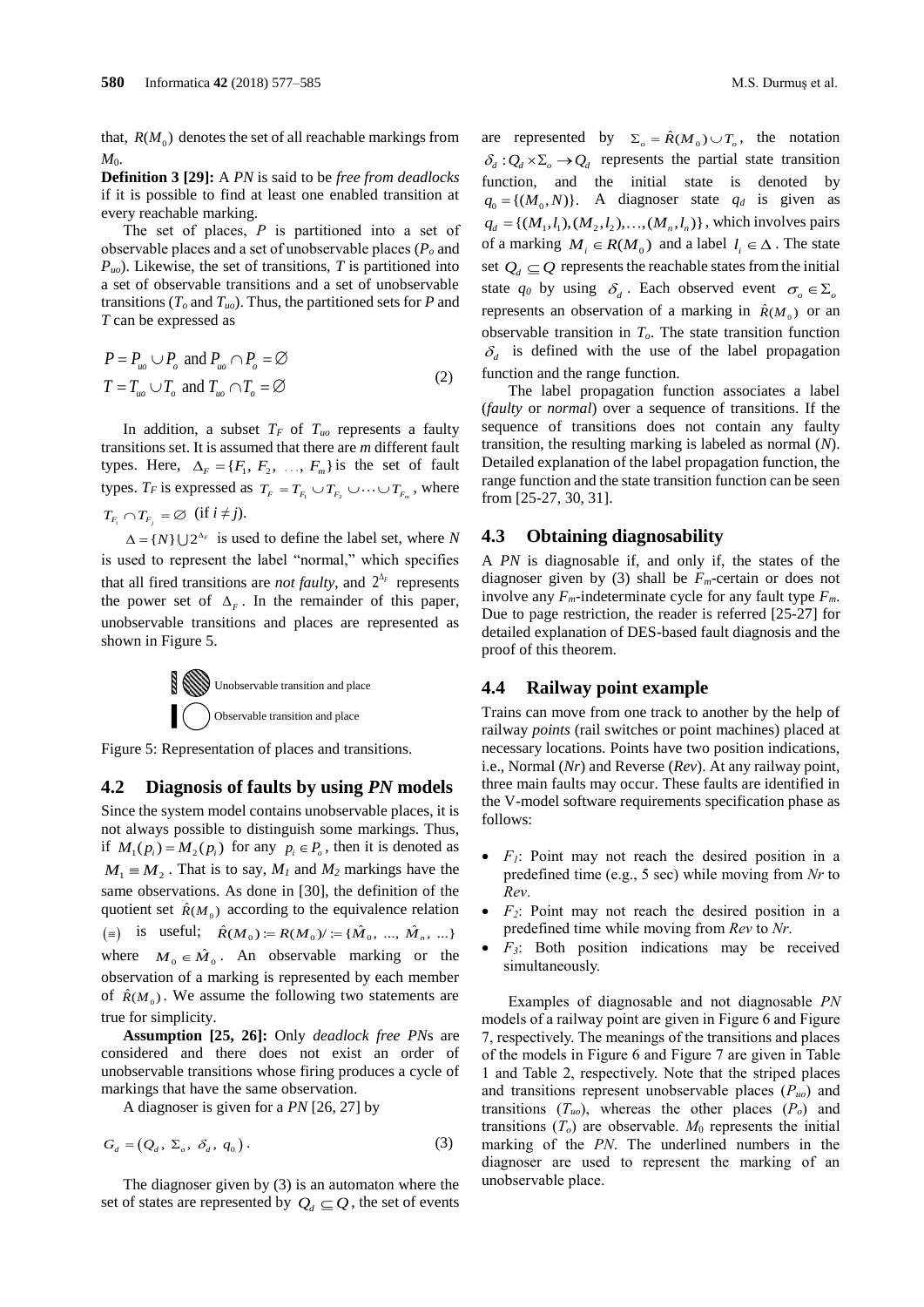that, $R(M_0)$ denotes the set of all reachable markings from $M_0$.

**Definition 3 [29]:** A *PN* is said to be *free from deadlocks* if it is possible to find at least one enabled transition at every reachable marking.

The set of places, $P$ is partitioned into a set of observable places and a set of unobservable places ($P_o$ and $P_{uo}$). Likewise, the set of transitions, $T$ is partitioned into a set of observable transitions and a set of unobservable transitions ($T_o$ and $T_{uo}$). Thus, the partitioned sets for $P$ and $T$ can be expressed as

$$P = P_{uo} \cup P_o \text{ and } P_{uo} \cap P_o = \varnothing$$
$$T = T_{uo} \cup T_o \text{ and } T_{uo} \cap T_o = \varnothing \tag{2}$$

In addition, a subset $T_F$ of $T_{uo}$ represents a faulty transitions set. It is assumed that there are $m$ different fault types. Here, $\Delta_F = \{F_1, F_2, \ldots, F_m\}$ is the set of fault types. $T_F$ is expressed as $T_F = T_{F_1} \cup T_{F_2} \cup \cdots \cup T_{F_m}$, where $T_{F_i} \cap T_{F_j} = \varnothing$ (if $i \neq j$).

$\Delta = \{N\} \bigcup 2^{\Delta_F}$ is used to define the label set, where $N$ is used to represent the label "normal," which specifies that all fired transitions are *not faulty*, and $2^{\Delta_F}$ represents the power set of $\Delta_F$. In the remainder of this paper, unobservable transitions and places are represented as shown in Figure 5.

Unobservable transition and place

Observable transition and place

Figure 5: Representation of places and transitions.

### 4.2 Diagnosis of faults by using *PN* models

Since the system model contains unobservable places, it is not always possible to distinguish some markings. Thus, if $M_1(p_i) = M_2(p_i)$ for any $p_i \in P_o$, then it is denoted as $M_1 \equiv M_2$. That is to say, $M_1$ and $M_2$ markings have the same observations. As done in [30], the definition of the quotient set $\hat{R}(M_0)$ according to the equivalence relation $(\equiv)$ is useful; $\hat{R}(M_0) := R(M_0)/ := \{\hat{M}_0, \ldots, \hat{M}_n, \ldots\}$ where $M_0 \in \hat{M}_0$. An observable marking or the observation of a marking is represented by each member of $\hat{R}(M_0)$. We assume the following two statements are true for simplicity.

**Assumption [25, 26]:** Only *deadlock free PN*s are considered and there does not exist an order of unobservable transitions whose firing produces a cycle of markings that have the same observation.

A diagnoser is given for a *PN* [26, 27] by

$$G_d = (Q_d, \Sigma_o, \delta_d, q_0). \tag{3}$$

The diagnoser given by (3) is an automaton where the set of states are represented by $Q_d \subseteq Q$, the set of events are represented by $\Sigma_o = \hat{R}(M_0) \cup T_o$, the notation $\delta_d : Q_d \times \Sigma_o \to Q_d$ represents the partial state transition function, and the initial state is denoted by $q_0 = \{(M_0, N)\}$. A diagnoser state $q_d$ is given as $q_d = \{(M_1, l_1), (M_2, l_2), \ldots, (M_n, l_n)\}$, which involves pairs of a marking $M_i \in R(M_0)$ and a label $l_i \in \Delta$. The state set $Q_d \subseteq Q$ represents the reachable states from the initial state $q_0$ by using $\delta_d$. Each observed event $\sigma_o \in \Sigma_o$ represents an observation of a marking in $\hat{R}(M_0)$ or an observable transition in $T_o$. The state transition function $\delta_d$ is defined with the use of the label propagation function and the range function.

The label propagation function associates a label (*faulty* or *normal*) over a sequence of transitions. If the sequence of transitions does not contain any faulty transition, the resulting marking is labeled as normal ($N$). Detailed explanation of the label propagation function, the range function and the state transition function can be seen from [25-27, 30, 31].

### 4.3 Obtaining diagnosability

A *PN* is diagnosable if, and only if, the states of the diagnoser given by (3) shall be $F_m$-certain or does not involve any $F_m$-indeterminate cycle for any fault type $F_m$. Due to page restriction, the reader is referred [25-27] for detailed explanation of DES-based fault diagnosis and the proof of this theorem.

### 4.4 Railway point example

Trains can move from one track to another by the help of railway *points* (rail switches or point machines) placed at necessary locations. Points have two position indications, i.e., Normal (*Nr*) and Reverse (*Rev*). At any railway point, three main faults may occur. These faults are identified in the V-model software requirements specification phase as follows:

- $F_1$: Point may not reach the desired position in a predefined time (e.g., 5 sec) while moving from *Nr* to *Rev*.
- $F_2$: Point may not reach the desired position in a predefined time while moving from *Rev* to *Nr*.
- $F_3$: Both position indications may be received simultaneously.

Examples of diagnosable and not diagnosable *PN* models of a railway point are given in Figure 6 and Figure 7, respectively. The meanings of the transitions and places of the models in Figure 6 and Figure 7 are given in Table 1 and Table 2, respectively. Note that the striped places and transitions represent unobservable places ($P_{uo}$) and transitions ($T_{uo}$), whereas the other places ($P_o$) and transitions ($T_o$) are observable. $M_0$ represents the initial marking of the *PN*. The underlined numbers in the diagnoser are used to represent the marking of an unobservable place.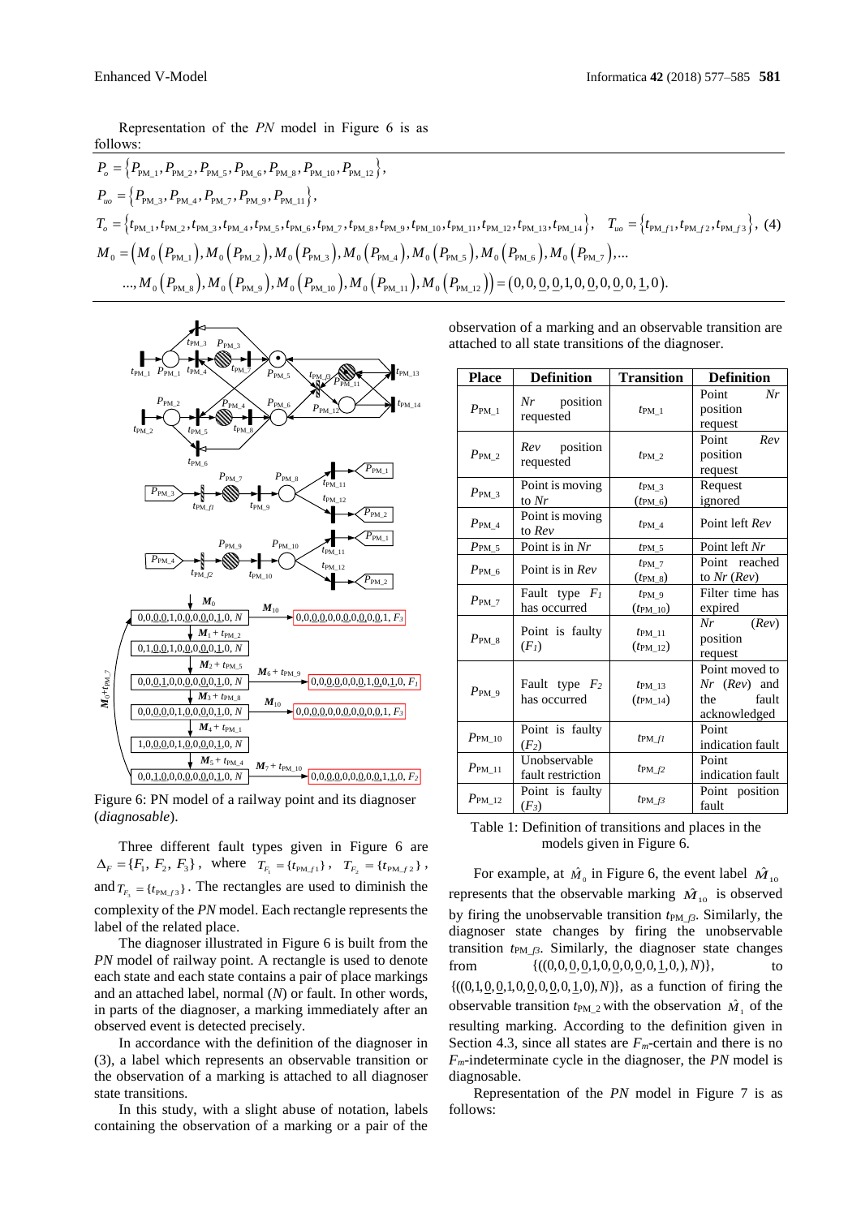Representation of the $PN$ model in Figure 6 is as follows:

$$P_o = \{P_{\text{PM\_1}}, P_{\text{PM\_2}}, P_{\text{PM\_5}}, P_{\text{PM\_6}}, P_{\text{PM\_8}}, P_{\text{PM\_10}}, P_{\text{PM\_12}}\},$$

$$P_{uo} = \{P_{\text{PM\_3}}, P_{\text{PM\_4}}, P_{\text{PM\_7}}, P_{\text{PM\_9}}, P_{\text{PM\_11}}\},$$

$$T_o = \{t_{\text{PM\_1}}, t_{\text{PM\_2}}, t_{\text{PM\_3}}, t_{\text{PM\_4}}, t_{\text{PM\_5}}, t_{\text{PM\_6}}, t_{\text{PM\_7}}, t_{\text{PM\_8}}, t_{\text{PM\_9}}, t_{\text{PM\_10}}, t_{\text{PM\_11}}, t_{\text{PM\_12}}, t_{\text{PM\_13}}, t_{\text{PM\_14}}\}, \quad T_{uo} = \{t_{\text{PM\_}f1}, t_{\text{PM\_}f2}, t_{\text{PM\_}f3}\}, \quad (4)$$

$$M_0 = (M_0(P_{\text{PM\_1}}), M_0(P_{\text{PM\_2}}), M_0(P_{\text{PM\_3}}), M_0(P_{\text{PM\_4}}), M_0(P_{\text{PM\_5}}), M_0(P_{\text{PM\_6}}), M_0(P_{\text{PM\_7}}), \ldots$$
$$\ldots, M_0(P_{\text{PM\_8}}), M_0(P_{\text{PM\_9}}), M_0(P_{\text{PM\_10}}), M_0(P_{\text{PM\_11}}), M_0(P_{\text{PM\_12}})) = (0,0,\underline{0},\underline{0},1,0,\underline{0},0,\underline{0},0,\underline{1},0).$$

Figure 6: PN model of a railway point and its diagnoser (*diagnosable*).

Three different fault types given in Figure 6 are $\Delta_F = \{F_1, F_2, F_3\}$, where $T_{F_1} = \{t_{\text{PM\_}f1}\}$, $T_{F_2} = \{t_{\text{PM\_}f2}\}$, and $T_{F_3} = \{t_{\text{PM\_}f3}\}$. The rectangles are used to diminish the complexity of the $PN$ model. Each rectangle represents the label of the related place.

The diagnoser illustrated in Figure 6 is built from the $PN$ model of railway point. A rectangle is used to denote each state and each state contains a pair of place markings and an attached label, normal ($N$) or fault. In other words, in parts of the diagnoser, a marking immediately after an observed event is detected precisely.

In accordance with the definition of the diagnoser in (3), a label which represents an observable transition or the observation of a marking is attached to all diagnoser state transitions.

In this study, with a slight abuse of notation, labels containing the observation of a marking or a pair of the observation of a marking and an observable transition are attached to all state transitions of the diagnoser.

| Place | Definition | Transition | Definition |
|---|---|---|---|
| $P_{\text{PM\_1}}$ | *Nr* position requested | $t_{\text{PM\_1}}$ | Point *Nr* position request |
| $P_{\text{PM\_2}}$ | *Rev* position requested | $t_{\text{PM\_2}}$ | Point *Rev* position request |
| $P_{\text{PM\_3}}$ | Point is moving to *Nr* | $t_{\text{PM\_3}}$ ($t_{\text{PM\_6}}$) | Request ignored |
| $P_{\text{PM\_4}}$ | Point is moving to *Rev* | $t_{\text{PM\_4}}$ | Point left *Rev* |
| $P_{\text{PM\_5}}$ | Point is in *Nr* | $t_{\text{PM\_5}}$ | Point left *Nr* |
| $P_{\text{PM\_6}}$ | Point is in *Rev* | $t_{\text{PM\_7}}$ ($t_{\text{PM\_8}}$) | Point reached to *Nr* (*Rev*) |
| $P_{\text{PM\_7}}$ | Fault type $F_1$ has occurred | $t_{\text{PM\_9}}$ ($t_{\text{PM\_10}}$) | Filter time has expired |
| $P_{\text{PM\_8}}$ | Point is faulty ($F_1$) | $t_{\text{PM\_11}}$ ($t_{\text{PM\_12}}$) | *Nr* (*Rev*) position request |
| $P_{\text{PM\_9}}$ | Fault type $F_2$ has occurred | $t_{\text{PM\_13}}$ ($t_{\text{PM\_14}}$) | Point moved to *Nr* (*Rev*) and the fault acknowledged |
| $P_{\text{PM\_10}}$ | Point is faulty ($F_2$) | $t_{\text{PM\_}f1}$ | Point indication fault |
| $P_{\text{PM\_11}}$ | Unobservable fault restriction | $t_{\text{PM\_}f2}$ | Point indication fault |
| $P_{\text{PM\_12}}$ | Point is faulty ($F_3$) | $t_{\text{PM\_}f3}$ | Point position fault |

Table 1: Definition of transitions and places in the models given in Figure 6.

For example, at $\hat{M}_0$ in Figure 6, the event label $\hat{M}_{10}$ represents that the observable marking $\hat{M}_{10}$ is observed by firing the unobservable transition $t_{\text{PM\_}f3}$. Similarly, the diagnoser state changes by firing the unobservable transition $t_{\text{PM\_}f3}$. Similarly, the diagnoser state changes from $\{((0,0,\underline{0},\underline{0},1,0,\underline{0},0,\underline{0},0,\underline{1},0,), N)\}$, to $\{((0,1,\underline{0},\underline{0},1,0,\underline{0},0,\underline{0},0,\underline{1},0), N)\}$, as a function of firing the observable transition $t_{\text{PM\_2}}$ with the observation $\hat{M}_1$ of the resulting marking. According to the definition given in Section 4.3, since all states are $F_m$-certain and there is no $F_m$-indeterminate cycle in the diagnoser, the $PN$ model is diagnosable.

Representation of the $PN$ model in Figure 7 is as follows: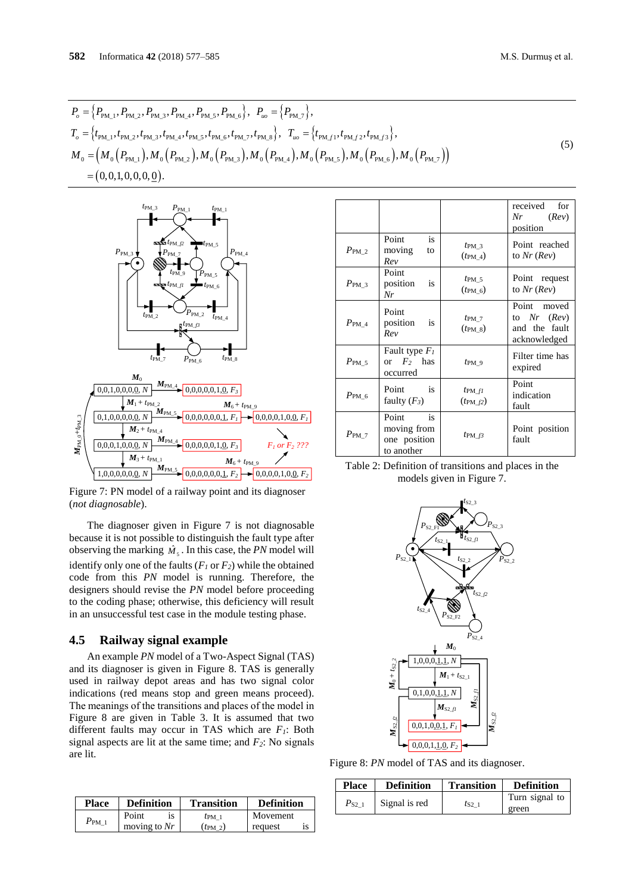$$
\begin{aligned}
&P_o = \{P_{PM\_1}, P_{PM\_2}, P_{PM\_3}, P_{PM\_4}, P_{PM\_5}, P_{PM\_6}\}, \quad P_{uo} = \{P_{PM\_7}\}, \\
&T_o = \{t_{PM\_1}, t_{PM\_2}, t_{PM\_3}, t_{PM\_4}, t_{PM\_5}, t_{PM\_6}, t_{PM\_7}, t_{PM\_8}\}, \quad T_{uo} = \{t_{PM\_f1}, t_{PM\_f2}, t_{PM\_f3}\}, \\
&M_0 = (M_0(P_{PM\_1}), M_0(P_{PM\_2}), M_0(P_{PM\_3}), M_0(P_{PM\_4}), M_0(P_{PM\_5}), M_0(P_{PM\_6}), M_0(P_{PM\_7})) \\
&\quad = (0,0,1,0,0,0,\underline{0}).
\end{aligned} \tag{5}
$$

Figure 7: PN model of a railway point and its diagnoser (*not diagnosable*).

The diagnoser given in Figure 7 is not diagnosable because it is not possible to distinguish the fault type after observing the marking $\hat{M}_5$. In this case, the *PN* model will identify only one of the faults ($F_1$ or $F_2$) while the obtained code from this *PN* model is running. Therefore, the designers should revise the *PN* model before proceeding to the coding phase; otherwise, this deficiency will result in an unsuccessful test case in the module testing phase.

## 4.5 Railway signal example

An example *PN* model of a Two-Aspect Signal (TAS) and its diagnoser is given in Figure 8. TAS is generally used in railway depot areas and has two signal color indications (red means stop and green means proceed). The meanings of the transitions and places of the model in Figure 8 are given in Table 3. It is assumed that two different faults may occur in TAS which are $F_1$: Both signal aspects are lit at the same time; and $F_2$: No signals are lit.

| Place | Definition | Transition | Definition |
|---|---|---|---|
| $P_{PM\_1}$ | Point is moving to *Nr* | $t_{PM\_1}$ ($t_{PM\_2}$) | Movement request is received for *Nr* (*Rev*) position |
| $P_{PM\_2}$ | Point is moving to *Rev* | $t_{PM\_3}$ ($t_{PM\_4}$) | Point reached to *Nr* (*Rev*) |
| $P_{PM\_3}$ | Point position is *Nr* | $t_{PM\_5}$ ($t_{PM\_6}$) | Point request to *Nr* (*Rev*) |
| $P_{PM\_4}$ | Point position is *Rev* | $t_{PM\_7}$ ($t_{PM\_8}$) | Point moved to *Nr* (*Rev*) and the fault acknowledged |
| $P_{PM\_5}$ | Fault type $F_1$ or $F_2$ has occurred | $t_{PM\_9}$ | Filter time has expired |
| $P_{PM\_6}$ | Point is faulty ($F_3$) | $t_{PM\_f1}$ ($t_{PM\_f2}$) | Point indication fault |
| $P_{PM\_7}$ | Point is moving from one position to another | $t_{PM\_f3}$ | Point position fault |

Table 2: Definition of transitions and places in the models given in Figure 7.

Figure 8: *PN* model of TAS and its diagnoser.

| Place | Definition | Transition | Definition |
|---|---|---|---|
| $P_{S2\_1}$ | Signal is red | $t_{S2\_1}$ | Turn signal to green |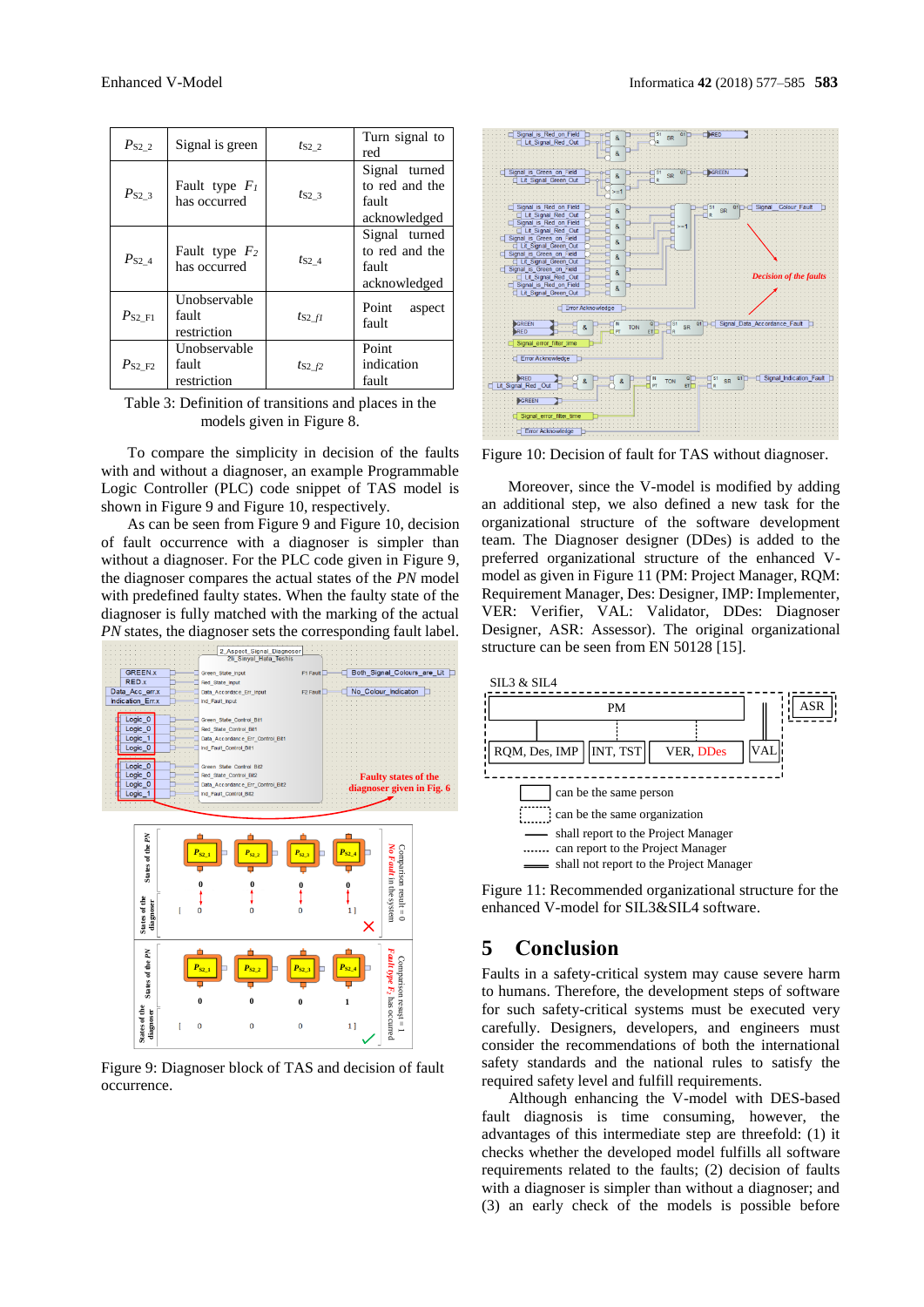| | | | |
|---|---|---|---|
| $P_{S2\_2}$ | Signal is green | $t_{S2\_2}$ | Turn signal to red |
| $P_{S2\_3}$ | Fault type $F_1$ has occurred | $t_{S2\_3}$ | Signal turned to red and the fault acknowledged |
| $P_{S2\_4}$ | Fault type $F_2$ has occurred | $t_{S2\_4}$ | Signal turned to red and the fault acknowledged |
| $P_{S2\_F1}$ | Unobservable fault restriction | $t_{S2\_f1}$ | Point aspect fault |
| $P_{S2\_F2}$ | Unobservable fault restriction | $t_{S2\_f2}$ | Point indication fault |

Table 3: Definition of transitions and places in the models given in Figure 8.

To compare the simplicity in decision of the faults with and without a diagnoser, an example Programmable Logic Controller (PLC) code snippet of TAS model is shown in Figure 9 and Figure 10, respectively.

As can be seen from Figure 9 and Figure 10, decision of fault occurrence with a diagnoser is simpler than without a diagnoser. For the PLC code given in Figure 9, the diagnoser compares the actual states of the *PN* model with predefined faulty states. When the faulty state of the diagnoser is fully matched with the marking of the actual *PN* states, the diagnoser sets the corresponding fault label.

Figure 9: Diagnoser block of TAS and decision of fault occurrence.

Figure 10: Decision of fault for TAS without diagnoser.

Moreover, since the V-model is modified by adding an additional step, we also defined a new task for the organizational structure of the software development team. The Diagnoser designer (DDes) is added to the preferred organizational structure of the enhanced V-model as given in Figure 11 (PM: Project Manager, RQM: Requirement Manager, Des: Designer, IMP: Implementer, VER: Verifier, VAL: Validator, DDes: Diagnoser Designer, ASR: Assessor). The original organizational structure can be seen from EN 50128 [15].

Figure 11: Recommended organizational structure for the enhanced V-model for SIL3&SIL4 software.

## 5 Conclusion

Faults in a safety-critical system may cause severe harm to humans. Therefore, the development steps of software for such safety-critical systems must be executed very carefully. Designers, developers, and engineers must consider the recommendations of both the international safety standards and the national rules to satisfy the required safety level and fulfill requirements.

Although enhancing the V-model with DES-based fault diagnosis is time consuming, however, the advantages of this intermediate step are threefold: (1) it checks whether the developed model fulfills all software requirements related to the faults; (2) decision of faults with a diagnoser is simpler than without a diagnoser; and (3) an early check of the models is possible before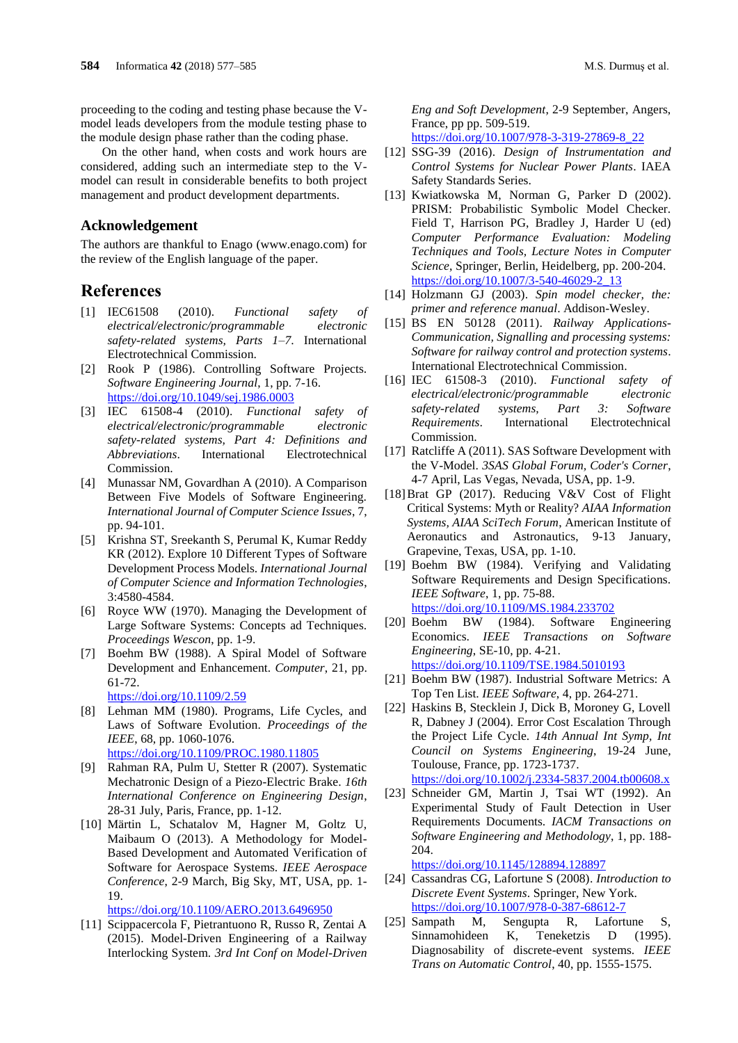proceeding to the coding and testing phase because the V-model leads developers from the module testing phase to the module design phase rather than the coding phase.

On the other hand, when costs and work hours are considered, adding such an intermediate step to the V-model can result in considerable benefits to both project management and product development departments.

## Acknowledgement

The authors are thankful to Enago (www.enago.com) for the review of the English language of the paper.

## References

[1] IEC61508 (2010). *Functional safety of electrical/electronic/programmable electronic safety-related systems, Parts 1–7*. International Electrotechnical Commission.

[2] Rook P (1986). Controlling Software Projects. *Software Engineering Journal*, 1, pp. 7-16. https://doi.org/10.1049/sej.1986.0003

[3] IEC 61508-4 (2010). *Functional safety of electrical/electronic/programmable electronic safety-related systems, Part 4: Definitions and Abbreviations*. International Electrotechnical Commission.

[4] Munassar NM, Govardhan A (2010). A Comparison Between Five Models of Software Engineering. *International Journal of Computer Science Issues*, 7, pp. 94-101.

[5] Krishna ST, Sreekanth S, Perumal K, Kumar Reddy KR (2012). Explore 10 Different Types of Software Development Process Models. *International Journal of Computer Science and Information Technologies*, 3:4580-4584.

[6] Royce WW (1970). Managing the Development of Large Software Systems: Concepts ad Techniques. *Proceedings Wescon*, pp. 1-9.

[7] Boehm BW (1988). A Spiral Model of Software Development and Enhancement. *Computer*, 21, pp. 61-72. https://doi.org/10.1109/2.59

[8] Lehman MM (1980). Programs, Life Cycles, and Laws of Software Evolution. *Proceedings of the IEEE*, 68, pp. 1060-1076. https://doi.org/10.1109/PROC.1980.11805

[9] Rahman RA, Pulm U, Stetter R (2007). Systematic Mechatronic Design of a Piezo-Electric Brake. *16th International Conference on Engineering Design*, 28-31 July, Paris, France, pp. 1-12.

[10] Märtin L, Schatalov M, Hagner M, Goltz U, Maibaum O (2013). A Methodology for Model-Based Development and Automated Verification of Software for Aerospace Systems. *IEEE Aerospace Conference*, 2-9 March, Big Sky, MT, USA, pp. 1-19. https://doi.org/10.1109/AERO.2013.6496950

[11] Scippacercola F, Pietrantuono R, Russo R, Zentai A (2015). Model-Driven Engineering of a Railway Interlocking System. *3rd Int Conf on Model-Driven Eng and Soft Development*, 2-9 September, Angers, France, pp pp. 509-519. https://doi.org/10.1007/978-3-319-27869-8_22

[12] SSG-39 (2016). *Design of Instrumentation and Control Systems for Nuclear Power Plants*. IAEA Safety Standards Series.

[13] Kwiatkowska M, Norman G, Parker D (2002). PRISM: Probabilistic Symbolic Model Checker. Field T, Harrison PG, Bradley J, Harder U (ed) *Computer Performance Evaluation: Modeling Techniques and Tools, Lecture Notes in Computer Science*, Springer, Berlin, Heidelberg, pp. 200-204. https://doi.org/10.1007/3-540-46029-2_13

[14] Holzmann GJ (2003). *Spin model checker, the: primer and reference manual*. Addison-Wesley.

[15] BS EN 50128 (2011). *Railway Applications-Communication, Signalling and processing systems: Software for railway control and protection systems*. International Electrotechnical Commission.

[16] IEC 61508-3 (2010). *Functional safety of electrical/electronic/programmable electronic safety-related systems, Part 3: Software Requirements*. International Electrotechnical Commission.

[17] Ratcliffe A (2011). SAS Software Development with the V-Model. *3SAS Global Forum, Coder's Corner*, 4-7 April, Las Vegas, Nevada, USA, pp. 1-9.

[18] Brat GP (2017). Reducing V&V Cost of Flight Critical Systems: Myth or Reality? *AIAA Information Systems, AIAA SciTech Forum*, American Institute of Aeronautics and Astronautics, 9-13 January, Grapevine, Texas, USA, pp. 1-10.

[19] Boehm BW (1984). Verifying and Validating Software Requirements and Design Specifications. *IEEE Software*, 1, pp. 75-88. https://doi.org/10.1109/MS.1984.233702

[20] Boehm BW (1984). Software Engineering Economics. *IEEE Transactions on Software Engineering*, SE-10, pp. 4-21. https://doi.org/10.1109/TSE.1984.5010193

[21] Boehm BW (1987). Industrial Software Metrics: A Top Ten List. *IEEE Software*, 4, pp. 264-271.

[22] Haskins B, Stecklein J, Dick B, Moroney G, Lovell R, Dabney J (2004). Error Cost Escalation Through the Project Life Cycle. *14th Annual Int Symp, Int Council on Systems Engineering*, 19-24 June, Toulouse, France, pp. 1723-1737. https://doi.org/10.1002/j.2334-5837.2004.tb00608.x

[23] Schneider GM, Martin J, Tsai WT (1992). An Experimental Study of Fault Detection in User Requirements Documents. *IACM Transactions on Software Engineering and Methodology*, 1, pp. 188-204. https://doi.org/10.1145/128894.128897

[24] Cassandras CG, Lafortune S (2008). *Introduction to Discrete Event Systems*. Springer, New York. https://doi.org/10.1007/978-0-387-68612-7

[25] Sampath M, Sengupta R, Lafortune S, Sinnamohideen K, Teneketzis D (1995). Diagnosability of discrete-event systems. *IEEE Trans on Automatic Control*, 40, pp. 1555-1575.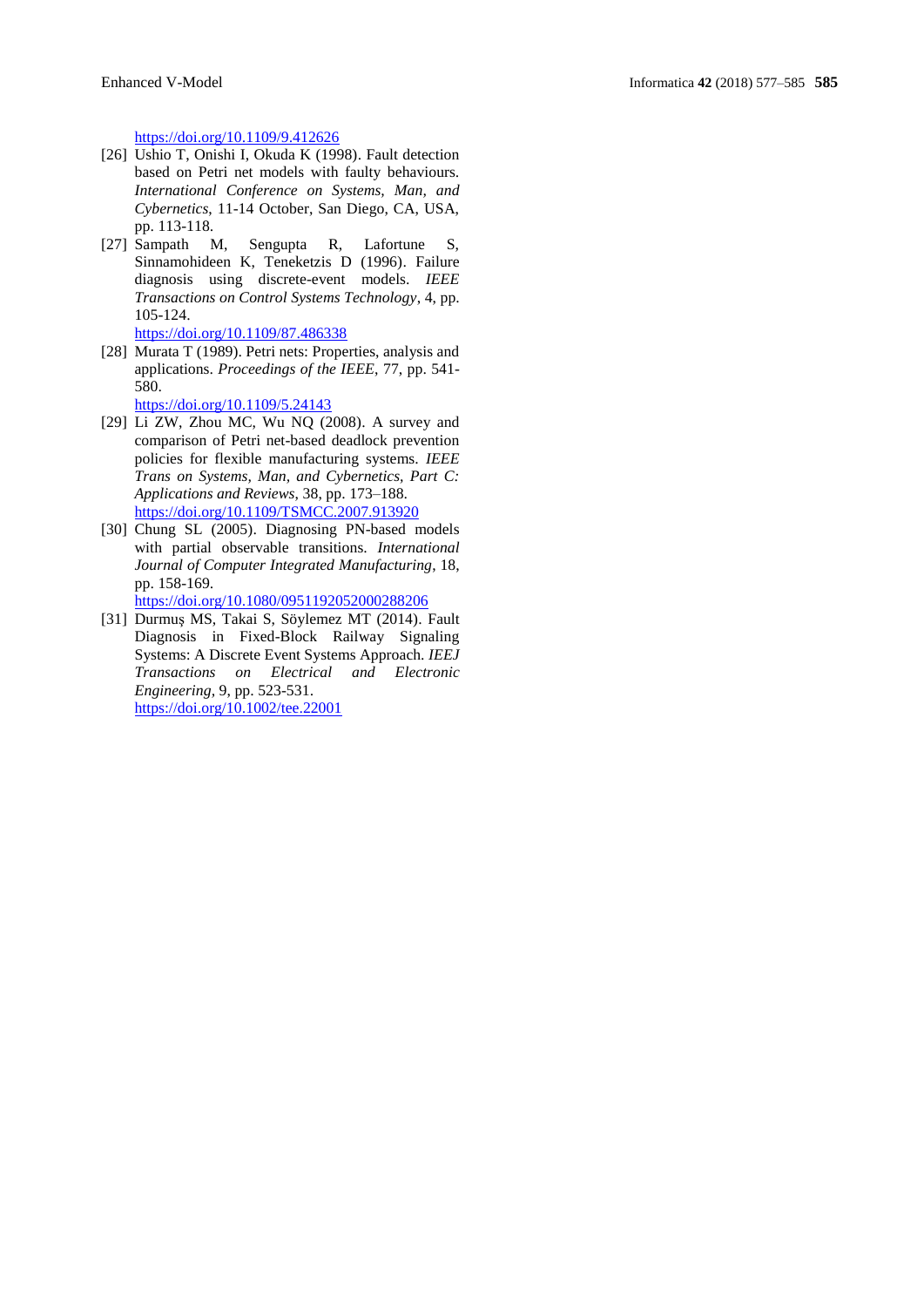https://doi.org/10.1109/9.412626

[26] Ushio T, Onishi I, Okuda K (1998). Fault detection based on Petri net models with faulty behaviours. *International Conference on Systems, Man, and Cybernetics*, 11-14 October, San Diego, CA, USA, pp. 113-118.

[27] Sampath M, Sengupta R, Lafortune S, Sinnamohideen K, Teneketzis D (1996). Failure diagnosis using discrete-event models. *IEEE Transactions on Control Systems Technology*, 4, pp. 105-124.
https://doi.org/10.1109/87.486338

[28] Murata T (1989). Petri nets: Properties, analysis and applications. *Proceedings of the IEEE*, 77, pp. 541-580.
https://doi.org/10.1109/5.24143

[29] Li ZW, Zhou MC, Wu NQ (2008). A survey and comparison of Petri net-based deadlock prevention policies for flexible manufacturing systems. *IEEE Trans on Systems, Man, and Cybernetics, Part C: Applications and Reviews*, 38, pp. 173–188.
https://doi.org/10.1109/TSMCC.2007.913920

[30] Chung SL (2005). Diagnosing PN-based models with partial observable transitions. *International Journal of Computer Integrated Manufacturing*, 18, pp. 158-169.
https://doi.org/10.1080/0951192052000288206

[31] Durmuş MS, Takai S, Söylemez MT (2014). Fault Diagnosis in Fixed-Block Railway Signaling Systems: A Discrete Event Systems Approach. *IEEJ Transactions on Electrical and Electronic Engineering*, 9, pp. 523-531.
https://doi.org/10.1002/tee.22001